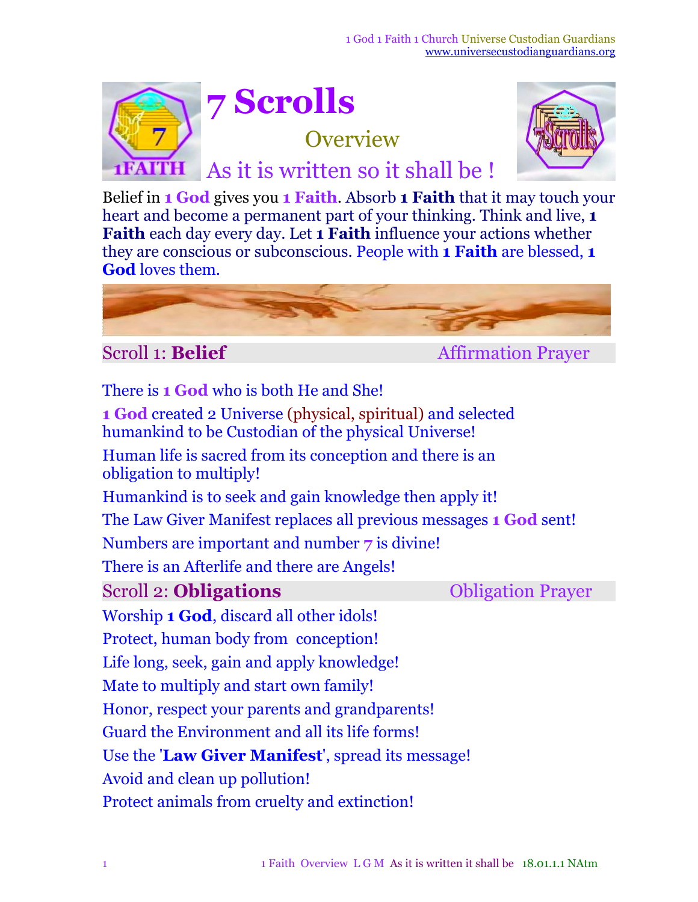# 7 Scrolls

## Overview

### As it is written so it shall be !

Belief in **1 God** gives you **1 Faith**. Absorb **1 Faith** that it may touch your heart and become a permanent part of your thinking. Think and live, **1 Faith** each day every day. Let **1 Faith** influence your actions whether they are conscious or subconscious. People with **1 Faith** are blessed, **1 God** loves them.

## Scroll 1: **Belief** — Affirmation Prayer

There is **1 God** who is both He and She!

**1 God** created 2 Universe (physical, spiritual) and selected humankind to be Custodian of the physical Universe!

Human life is sacred from its conception and there is an obligation to multiply!

Humankind is to seek and gain knowledge then apply it!

The Law Giver Manifest replaces all previous messages **1 God** sent!

Numbers are important and number **7** is divine!

There is an Afterlife and there are Angels!

## Scroll 2: **Obligations** — Obligation Prayer

Worship **1 God**, discard all other idols!

Protect, human body from conception!

Life long, seek, gain and apply knowledge!

Mate to multiply and start own family!

Honor, respect your parents and grandparents!

Guard the Environment and all its life forms!

Use the '**Law Giver Manifest**', spread its message!

Avoid and clean up pollution!

Protect animals from cruelty and extinction!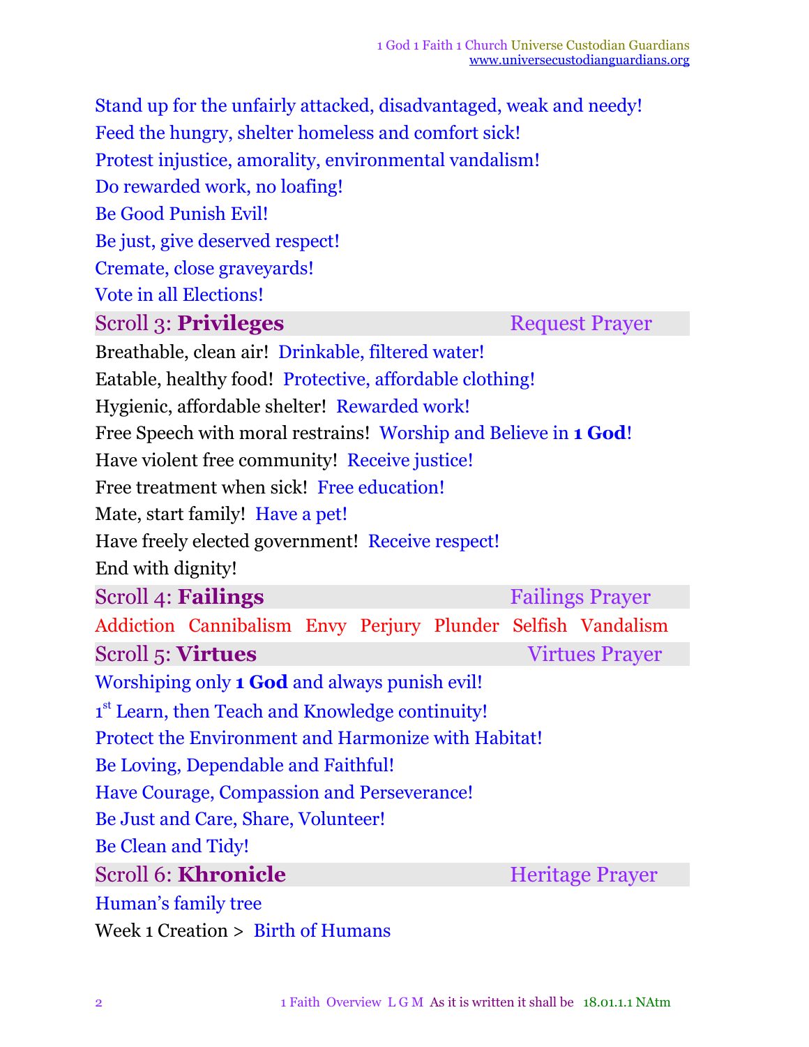Stand up for the unfairly attacked, disadvantaged, weak and needy!

Feed the hungry, shelter homeless and comfort sick!

Protest injustice, amorality, environmental vandalism!

Do rewarded work, no loafing!

Be Good Punish Evil!

Be just, give deserved respect!

Cremate, close graveyards!

Vote in all Elections!

## Scroll 3: **Privileges** — Request Prayer

Breathable, clean air! Drinkable, filtered water!

Eatable, healthy food! Protective, affordable clothing!

Hygienic, affordable shelter! Rewarded work!

Free Speech with moral restrains! Worship and Believe in **1 God**!

Have violent free community! Receive justice!

Free treatment when sick! Free education!

Mate, start family! Have a pet!

Have freely elected government! Receive respect!

End with dignity!

## Scroll 4: **Failings** — Failings Prayer

Addiction Cannibalism Envy Perjury Plunder Selfish Vandalism

## Scroll 5: **Virtues** — Virtues Prayer

Worshiping only **1 God** and always punish evil!

1st Learn, then Teach and Knowledge continuity!

Protect the Environment and Harmonize with Habitat!

Be Loving, Dependable and Faithful!

Have Courage, Compassion and Perseverance!

Be Just and Care, Share, Volunteer!

Be Clean and Tidy!

## Scroll 6: **Khronicle** — Heritage Prayer

Human's family tree

Week 1 Creation > Birth of Humans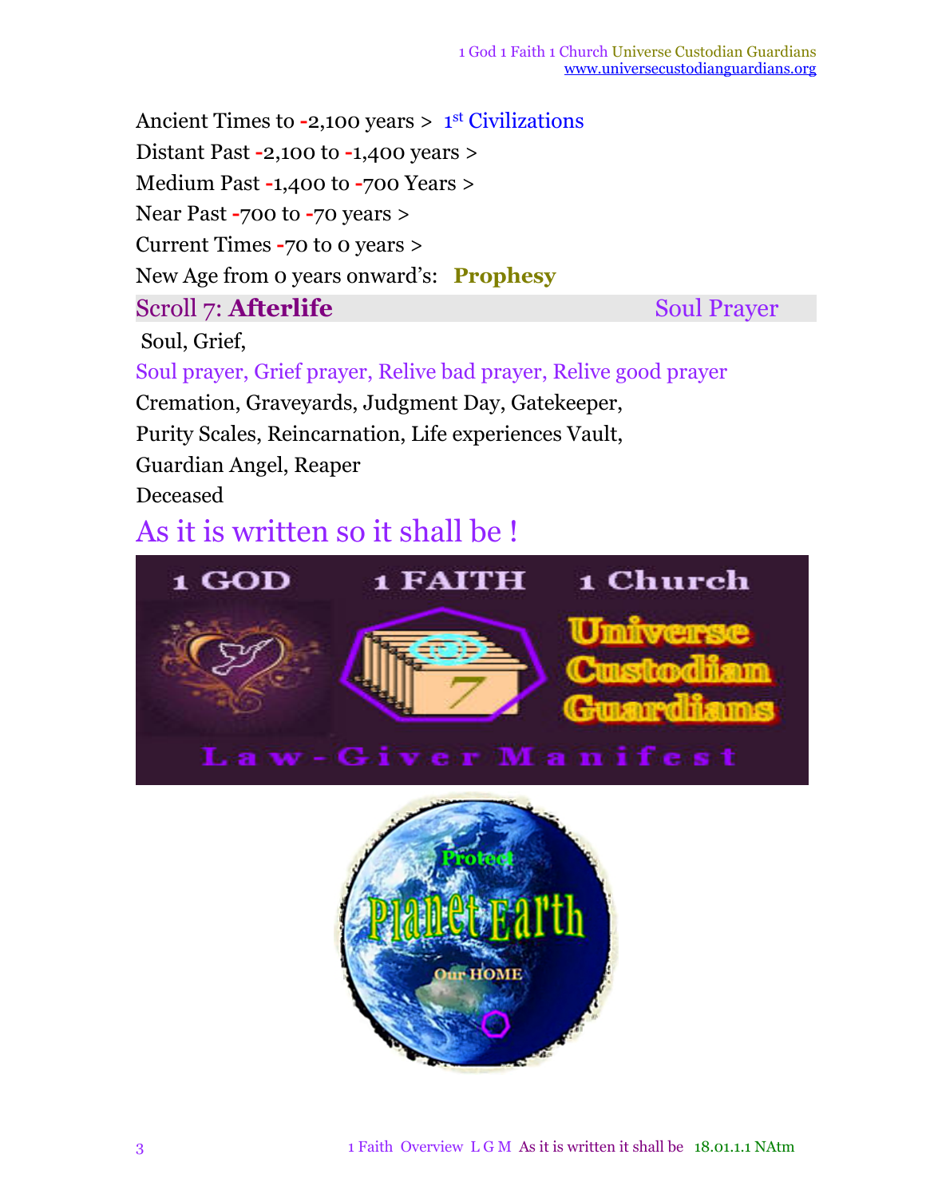Ancient Times to -2,100 years > 1st Civilizations

Distant Past -2,100 to -1,400 years >

Medium Past -1,400 to -700 Years >

Near Past -700 to -70 years >

Current Times -70 to 0 years >

New Age from 0 years onward's: **Prophesy**

## Scroll 7: **Afterlife** Soul Prayer

Soul, Grief,

Soul prayer, Grief prayer, Relive bad prayer, Relive good prayer

Cremation, Graveyards, Judgment Day, Gatekeeper,

Purity Scales, Reincarnation, Life experiences Vault,

Guardian Angel, Reaper

Deceased

# As it is written so it shall be !